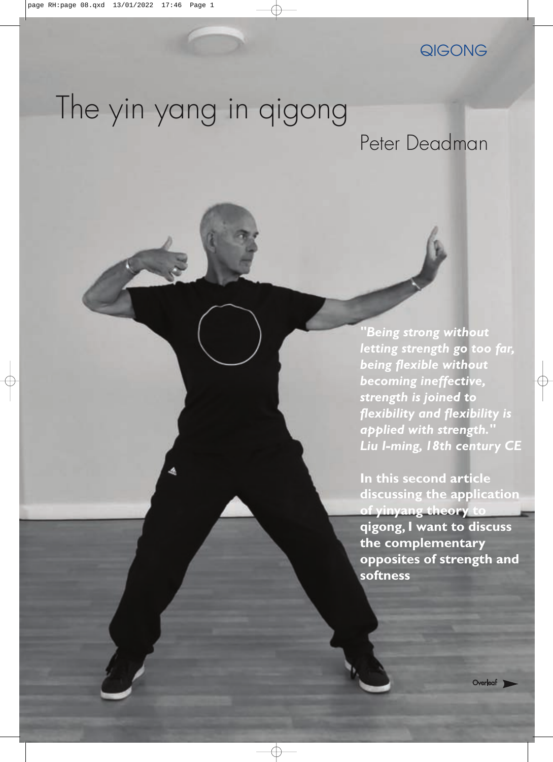QIGONG

# The yin yang in qigong

## Peter Deadman

***"Being strong without letting strength go too far, being flexible without becoming ineffective, strength is joined to flexibility and flexibility is applied with strength." Liu I-ming, 18th century CE***

**In this second article discussing the application of yinyang theory to qigong, I want to discuss the complementary opposites of strength and softness**

Overleaf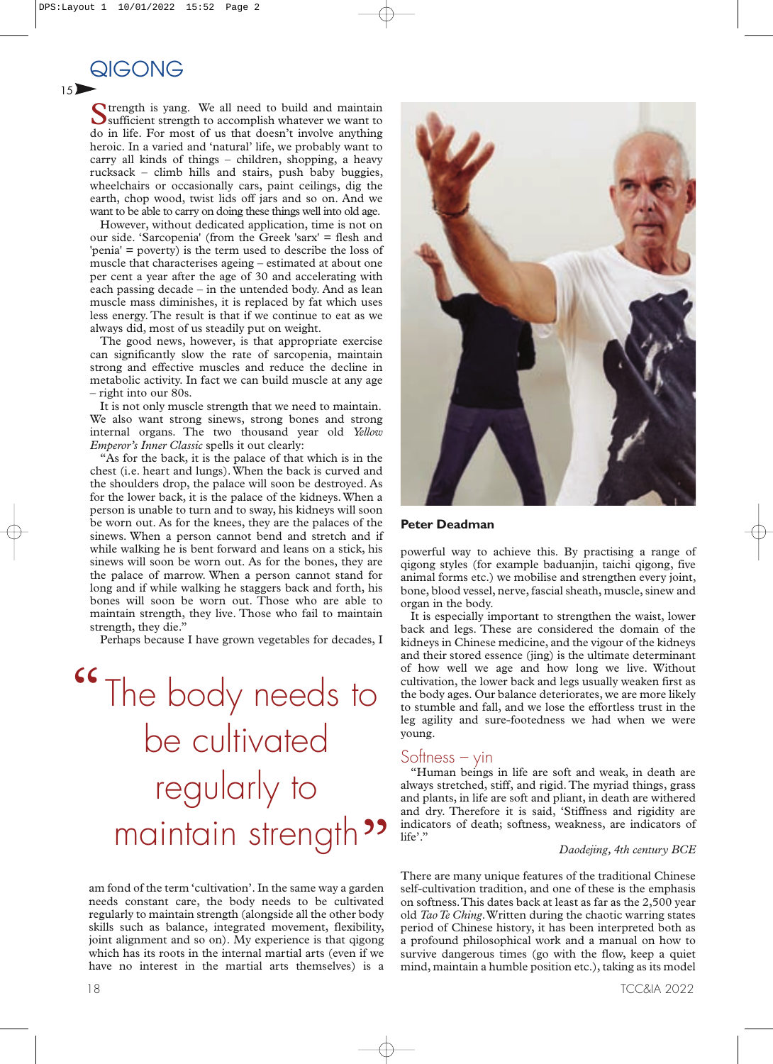# QIGONG

Strength is yang. We all need to build and maintain sufficient strength to accomplish whatever we want to do in life. For most of us that doesn't involve anything heroic. In a varied and 'natural' life, we probably want to carry all kinds of things – children, shopping, a heavy rucksack – climb hills and stairs, push baby buggies, wheelchairs or occasionally cars, paint ceilings, dig the earth, chop wood, twist lids off jars and so on. And we want to be able to carry on doing these things well into old age.

However, without dedicated application, time is not on our side. 'Sarcopenia' (from the Greek 'sarx' = flesh and 'penia' = poverty) is the term used to describe the loss of muscle that characterises ageing – estimated at about one per cent a year after the age of 30 and accelerating with each passing decade – in the untended body. And as lean muscle mass diminishes, it is replaced by fat which uses less energy. The result is that if we continue to eat as we always did, most of us steadily put on weight.

The good news, however, is that appropriate exercise can significantly slow the rate of sarcopenia, maintain strong and effective muscles and reduce the decline in metabolic activity. In fact we can build muscle at any age – right into our 80s.

It is not only muscle strength that we need to maintain. We also want strong sinews, strong bones and strong internal organs. The two thousand year old *Yellow Emperor's Inner Classic* spells it out clearly:

"As for the back, it is the palace of that which is in the chest (i.e. heart and lungs). When the back is curved and the shoulders drop, the palace will soon be destroyed. As for the lower back, it is the palace of the kidneys. When a person is unable to turn and to sway, his kidneys will soon be worn out. As for the knees, they are the palaces of the sinews. When a person cannot bend and stretch and if while walking he is bent forward and leans on a stick, his sinews will soon be worn out. As for the bones, they are the palace of marrow. When a person cannot stand for long and if while walking he staggers back and forth, his bones will soon be worn out. Those who are able to maintain strength, they live. Those who fail to maintain strength, they die."

Perhaps because I have grown vegetables for decades, I am fond of the term 'cultivation'. In the same way a garden needs constant care, the body needs to be cultivated regularly to maintain strength (alongside all the other body skills such as balance, integrated movement, flexibility, joint alignment and so on). My experience is that qigong which has its roots in the internal martial arts (even if we have no interest in the martial arts themselves) is a powerful way to achieve this. By practising a range of qigong styles (for example baduanjin, taichi qigong, five animal forms etc.) we mobilise and strengthen every joint, bone, blood vessel, nerve, fascial sheath, muscle, sinew and organ in the body.

> "The body needs to be cultivated regularly to maintain strength"

**Peter Deadman**

It is especially important to strengthen the waist, lower back and legs. These are considered the domain of the kidneys in Chinese medicine, and the vigour of the kidneys and their stored essence (jing) is the ultimate determinant of how well we age and how long we live. Without cultivation, the lower back and legs usually weaken first as the body ages. Our balance deteriorates, we are more likely to stumble and fall, and we lose the effortless trust in the leg agility and sure-footedness we had when we were young.

## Softness – yin

"Human beings in life are soft and weak, in death are always stretched, stiff, and rigid. The myriad things, grass and plants, in life are soft and pliant, in death are withered and dry. Therefore it is said, 'Stiffness and rigidity are indicators of death; softness, weakness, are indicators of life'."

*Daodejing, 4th century BCE*

There are many unique features of the traditional Chinese self-cultivation tradition, and one of these is the emphasis on softness. This dates back at least as far as the 2,500 year old *Tao Te Ching*. Written during the chaotic warring states period of Chinese history, it has been interpreted both as a profound philosophical work and a manual on how to survive dangerous times (go with the flow, keep a quiet mind, maintain a humble position etc.), taking as its model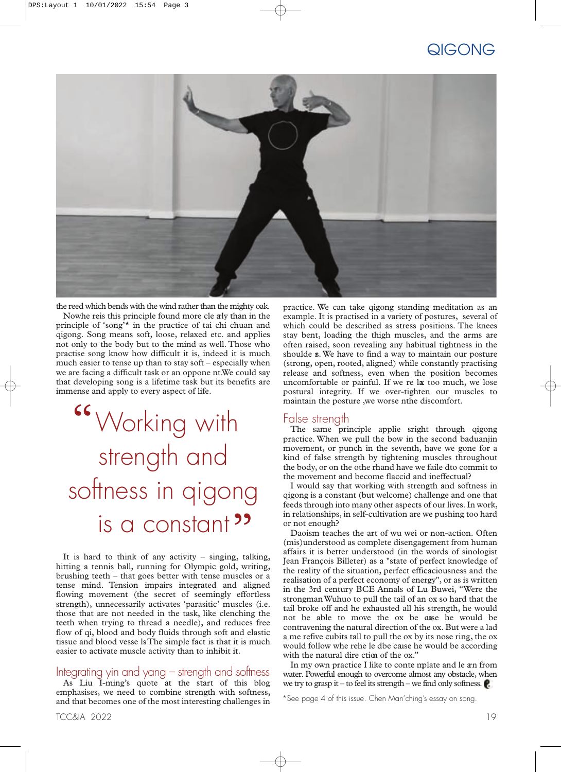the reed which bends with the wind rather than the mighty oak.

Nowhere is this principle found more clearly than in the principle of 'song'* in the practice of tai chi chuan and qigong. Song means soft, loose, relaxed etc. and applies not only to the body but to the mind as well. Those who practise song know how difficult it is, indeed it is much much easier to tense up than to stay soft – especially when we are facing a difficult task or an opponent. We could say that developing song is a lifetime task but its benefits are immense and apply to every aspect of life.

> "Working with strength and softness in qigong is a constant"

It is hard to think of any activity – singing, talking, hitting a tennis ball, running for Olympic gold, writing, brushing teeth – that goes better with tense muscles or a tense mind. Tension impairs integrated and aligned flowing movement (the secret of seemingly effortless strength), unnecessarily activates 'parasitic' muscles (i.e. those that are not needed in the task, like clenching the teeth when trying to thread a needle), and reduces free flow of qi, blood and body fluids through soft and elastic tissue and blood vessels. The simple fact is that it is much easier to activate muscle activity than to inhibit it.

## Integrating yin and yang – strength and softness

As Liu I-ming's quote at the start of this blog emphasises, we need to combine strength with softness, and that becomes one of the most interesting challenges in practice. We can take qigong standing meditation as an example. It is practised in a variety of postures, several of which could be described as stress positions. The knees stay bent, loading the thigh muscles, and the arms are often raised, soon revealing any habitual tightness in the shoulders. We have to find a way to maintain our posture (strong, open, rooted, aligned) while constantly practising release and softness, even when the position becomes uncomfortable or painful. If we relax too much, we lose postural integrity. If we over-tighten our muscles to maintain the posture, we worsen the discomfort.

## False strength

The same principle applies right through qigong practice. When we pull the bow in the second baduanjin movement, or punch in the seventh, have we gone for a kind of false strength by tightening muscles throughout the body, or on the other hand have we failed to commit to the movement and become flaccid and ineffectual?

I would say that working with strength and softness in qigong is a constant (but welcome) challenge and one that feeds through into many other aspects of our lives. In work, in relationships, in self-cultivation are we pushing too hard or not enough?

Daoism teaches the art of wu wei or non-action. Often (mis)understood as complete disengagement from human affairs it is better understood (in the words of sinologist Jean François Billeter) as a "state of perfect knowledge of the reality of the situation, perfect efficaciousness and the realisation of a perfect economy of energy", or as is written in the 3rd century BCE Annals of Lu Buwei, "Were the strongman Wuhuo to pull the tail of an ox so hard that the tail broke off and he exhausted all his strength, he would not be able to move the ox because he would be contravening the natural direction of the ox. But were a lad a mere five cubits tall to pull the ox by its nose ring, the ox would follow where he led because he would be according with the natural direction of the ox."

In my own practice I like to contemplate and learn from water. Powerful enough to overcome almost any obstacle, when we try to grasp it – to feel its strength – we find only softness.

*See page 4 of this issue. Chen Man'ching's essay on song.